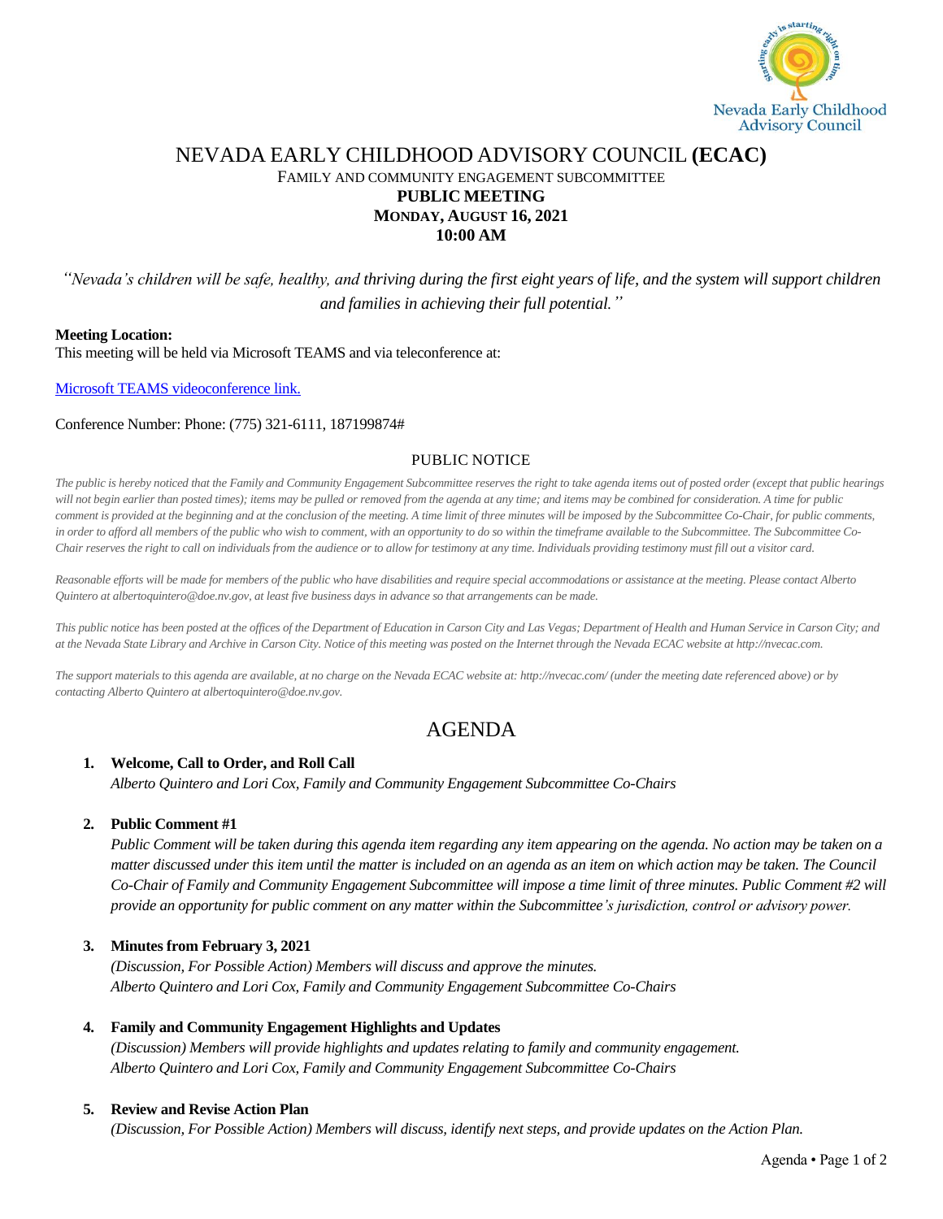# NEVADA EARLY CHILDHOOD ADVISORY COUNCIL **(ECAC)**

FAMILY AND COMMUNITY ENGAGEMENT SUBCOMMITTEE

**PUBLIC MEETING**

**MONDAY, AUGUST 16, 2021**

**10:00 AM**

*"Nevada's children will be safe, healthy, and thriving during the first eight years of life, and the system will support children and families in achieving their full potential."*

**Meeting Location:**

This meeting will be held via Microsoft TEAMS and via teleconference at:

[Microsoft TEAMS videoconference link.]()

Conference Number: Phone: (775) 321-6111, 187199874#

## PUBLIC NOTICE

*The public is hereby noticed that the Family and Community Engagement Subcommittee reserves the right to take agenda items out of posted order (except that public hearings will not begin earlier than posted times); items may be pulled or removed from the agenda at any time; and items may be combined for consideration. A time for public comment is provided at the beginning and at the conclusion of the meeting. A time limit of three minutes will be imposed by the Subcommittee Co-Chair, for public comments, in order to afford all members of the public who wish to comment, with an opportunity to do so within the timeframe available to the Subcommittee. The Subcommittee Co-Chair reserves the right to call on individuals from the audience or to allow for testimony at any time. Individuals providing testimony must fill out a visitor card.*

*Reasonable efforts will be made for members of the public who have disabilities and require special accommodations or assistance at the meeting. Please contact Alberto Quintero at albertoquintero@doe.nv.gov, at least five business days in advance so that arrangements can be made.*

*This public notice has been posted at the offices of the Department of Education in Carson City and Las Vegas; Department of Health and Human Service in Carson City; and at the Nevada State Library and Archive in Carson City. Notice of this meeting was posted on the Internet through the Nevada ECAC website at http://nvecac.com.*

*The support materials to this agenda are available, at no charge on the Nevada ECAC website at: http://nvecac.com/ (under the meeting date referenced above) or by contacting Alberto Quintero at albertoquintero@doe.nv.gov.*

# AGENDA

1. **Welcome, Call to Order, and Roll Call**
   *Alberto Quintero and Lori Cox, Family and Community Engagement Subcommittee Co-Chairs*

2. **Public Comment #1**
   *Public Comment will be taken during this agenda item regarding any item appearing on the agenda. No action may be taken on a matter discussed under this item until the matter is included on an agenda as an item on which action may be taken. The Council Co-Chair of Family and Community Engagement Subcommittee will impose a time limit of three minutes. Public Comment #2 will provide an opportunity for public comment on any matter within the Subcommittee's jurisdiction, control or advisory power.*

3. **Minutes from February 3, 2021**
   *(Discussion, For Possible Action) Members will discuss and approve the minutes.*
   *Alberto Quintero and Lori Cox, Family and Community Engagement Subcommittee Co-Chairs*

4. **Family and Community Engagement Highlights and Updates**
   *(Discussion) Members will provide highlights and updates relating to family and community engagement.*
   *Alberto Quintero and Lori Cox, Family and Community Engagement Subcommittee Co-Chairs*

5. **Review and Revise Action Plan**
   *(Discussion, For Possible Action) Members will discuss, identify next steps, and provide updates on the Action Plan.*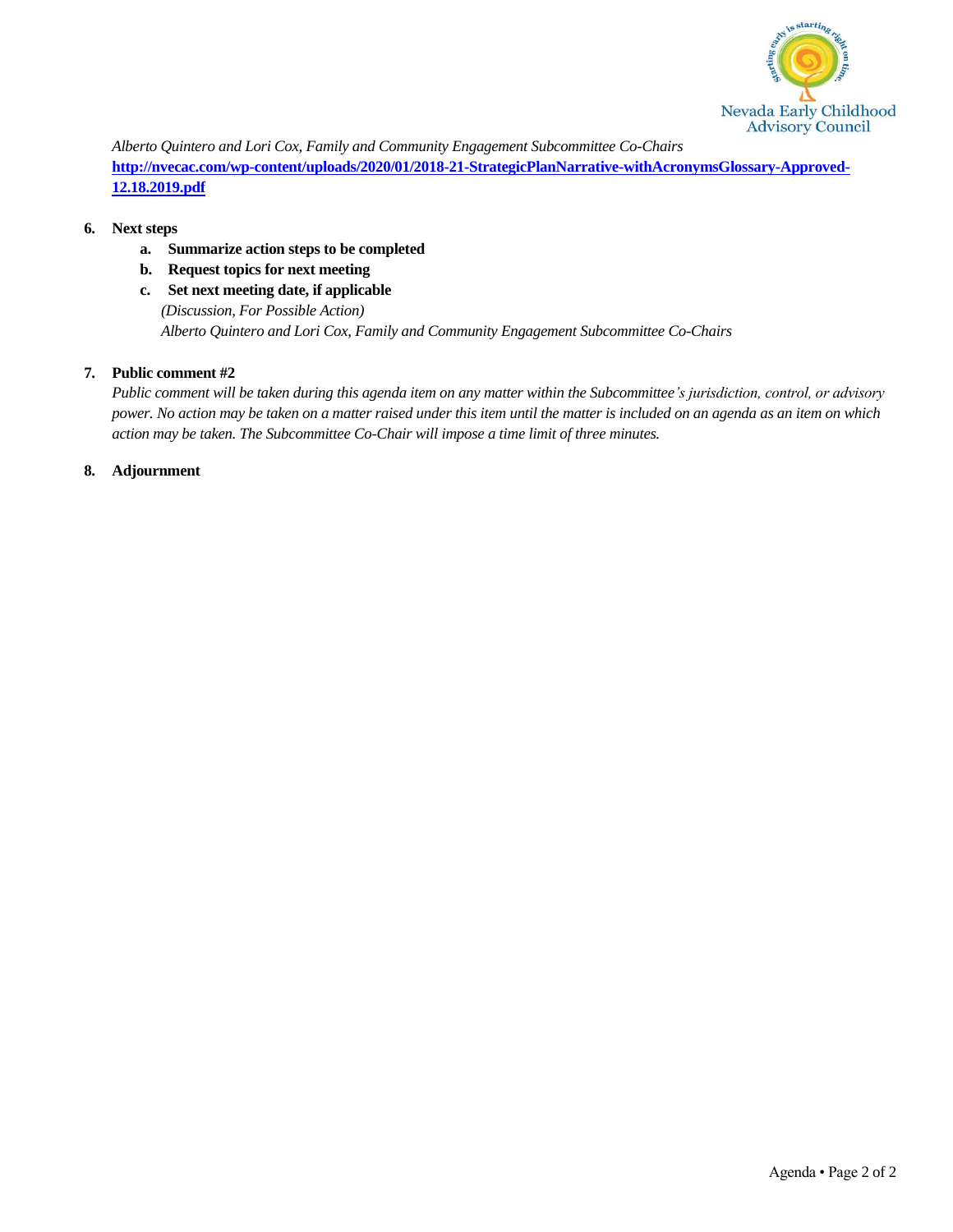*Alberto Quintero and Lori Cox, Family and Community Engagement Subcommittee Co-Chairs*
**http://nvecac.com/wp-content/uploads/2020/01/2018-21-StrategicPlanNarrative-withAcronymsGlossary-Approved-12.18.2019.pdf**

6. **Next steps**
   a. **Summarize action steps to be completed**
   b. **Request topics for next meeting**
   c. **Set next meeting date, if applicable**
   *(Discussion, For Possible Action)*
   *Alberto Quintero and Lori Cox, Family and Community Engagement Subcommittee Co-Chairs*

7. **Public comment #2**
   *Public comment will be taken during this agenda item on any matter within the Subcommittee's jurisdiction, control, or advisory power. No action may be taken on a matter raised under this item until the matter is included on an agenda as an item on which action may be taken. The Subcommittee Co-Chair will impose a time limit of three minutes.*

8. **Adjournment**